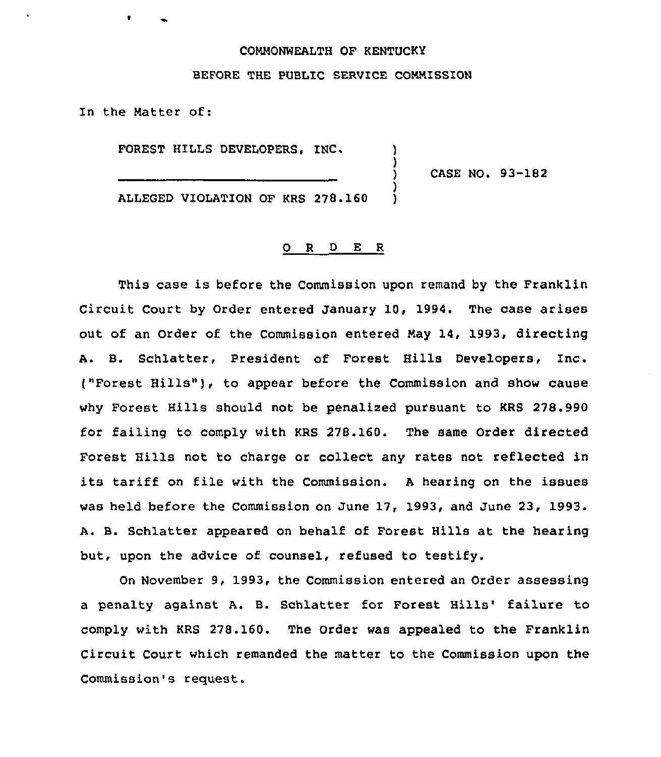COMMONWEALTH OF KENTUCKY

BEFORE THE PUBLIC SERVICE COMMISSION

In the Matter of:

FORTEST HILLS DEVELOPERS, INC. )
) CASE NO. 93-182
ALLEGED VIOLATION OF KRS 278.160 )

# O R D E R

This case is before the Commission upon remand by the Franklin Circuit Court by Order entered January 10, 1994. The case arises out of an Order of the Commission entered May 14, 1993, directing A. B. Schlatter, President of Forest Hills Developers, Inc. ("Forest Hills"), to appear before the Commission and show cause why Forest Hills should not be penalized pursuant to KRS 278.990 for failing to comply with KRS 278.160. The same Order directed Forest Hills not to charge or collect any rates not reflected in its tariff on file with the Commission. A hearing on the issues was held before the Commission on June 17, 1993, and June 23, 1993. A. B. Schlatter appeared on behalf of Forest Hills at the hearing but, upon the advice of counsel, refused to testify.

On November 9, 1993, the Commission entered an Order assessing a penalty against A. B. Schlatter for Forest Hills' failure to comply with KRS 278.160. The Order was appealed to the Franklin Circuit Court which remanded the matter to the Commission upon the Commission's request.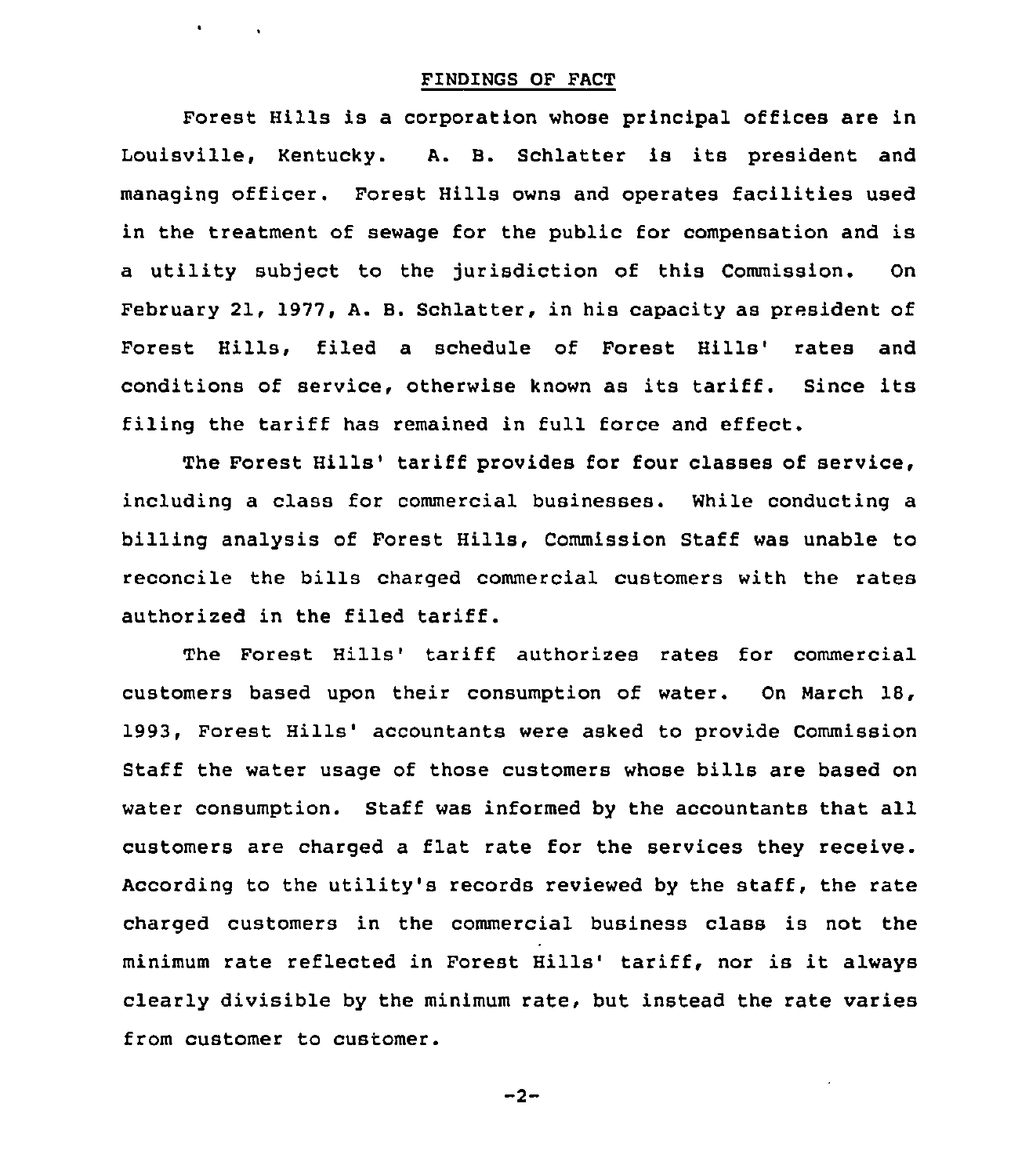## FINDINGS OF FACT

Forest Hills is a corporation whose principal offices are in Louisville, Kentucky. A. B. Schlatter is its president and managing officer. Forest Hills owns and operates facilities used in the treatment of sewage for the public for compensation and is a utility subject to the jurisdiction of this Commission. On February 21, 1977, A. B. Schlatter, in his capacity as president of Forest Hills, filed a schedule of Forest Hills' rates and conditions of service, otherwise known as its tariff. Since its filing the tariff has remained in full force and effect.

The Forest Hills' tariff provides for four classes of service, including a class for commercial businesses. While conducting a billing analysis of Forest Hills, Commission Staff was unable to reconcile the bills charged commercial customers with the rates authorized in the filed tariff.

The Forest Hills' tariff authorizes rates for commercial customers based upon their consumption of water. On March 18, 1993, Forest Hills' accountants were asked to provide Commission Staff the water usage of those customers whose bills are based on water consumption. Staff was informed by the accountants that all customers are charged a flat rate for the services they receive. According to the utility's records reviewed by the staff, the rate charged customers in the commercial business class is not the minimum rate reflected in Forest Hills' tariff, nor is it always clearly divisible by the minimum rate, but instead the rate varies from customer to customer.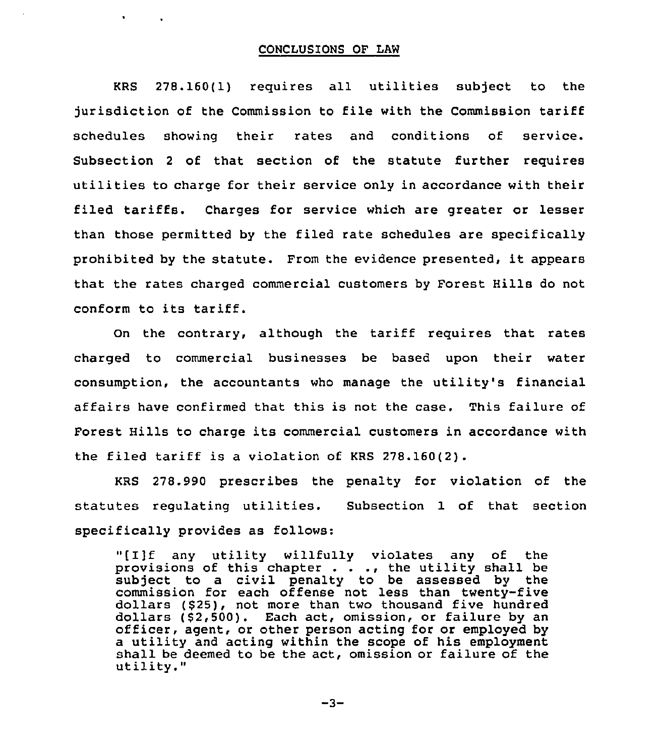## CONCLUSIONS OF LAW

KRS 278.160(1) requires all utilities subject to the jurisdiction of the Commission to file with the Commission tariff schedules showing their rates and conditions of service. Subsection 2 of that section of the statute further requires utilities to charge for their service only in accordance with their filed tariffs. Charges for service which are greater or lesser than those permitted by the filed rate schedules are specifically prohibited by the statute. From the evidence presented, it appears that the rates charged commercial customers by Forest Hills do not conform to its tariff.

On the contrary, although the tariff requires that rates charged to commercial businesses be based upon their water consumption, the accountants who manage the utility's financial affairs have confirmed that this is not the case. This failure of Forest Hills to charge its commercial customers in accordance with the filed tariff is a violation of KRS 278.160(2).

KRS 278.990 prescribes the penalty for violation of the statutes regulating utilities. Subsection 1 of that section specifically provides as follows:

> "[I]f any utility willfully violates any of the provisions of this chapter . . ., the utility shall be subject to a civil penalty to be assessed by the commission for each offense not less than twenty-five dollars ($25), not more than two thousand five hundred dollars ($2,500). Each act, omission, or failure by an officer, agent, or other person acting for or employed by a utility and acting within the scope of his employment shall be deemed to be the act, omission or failure of the utility."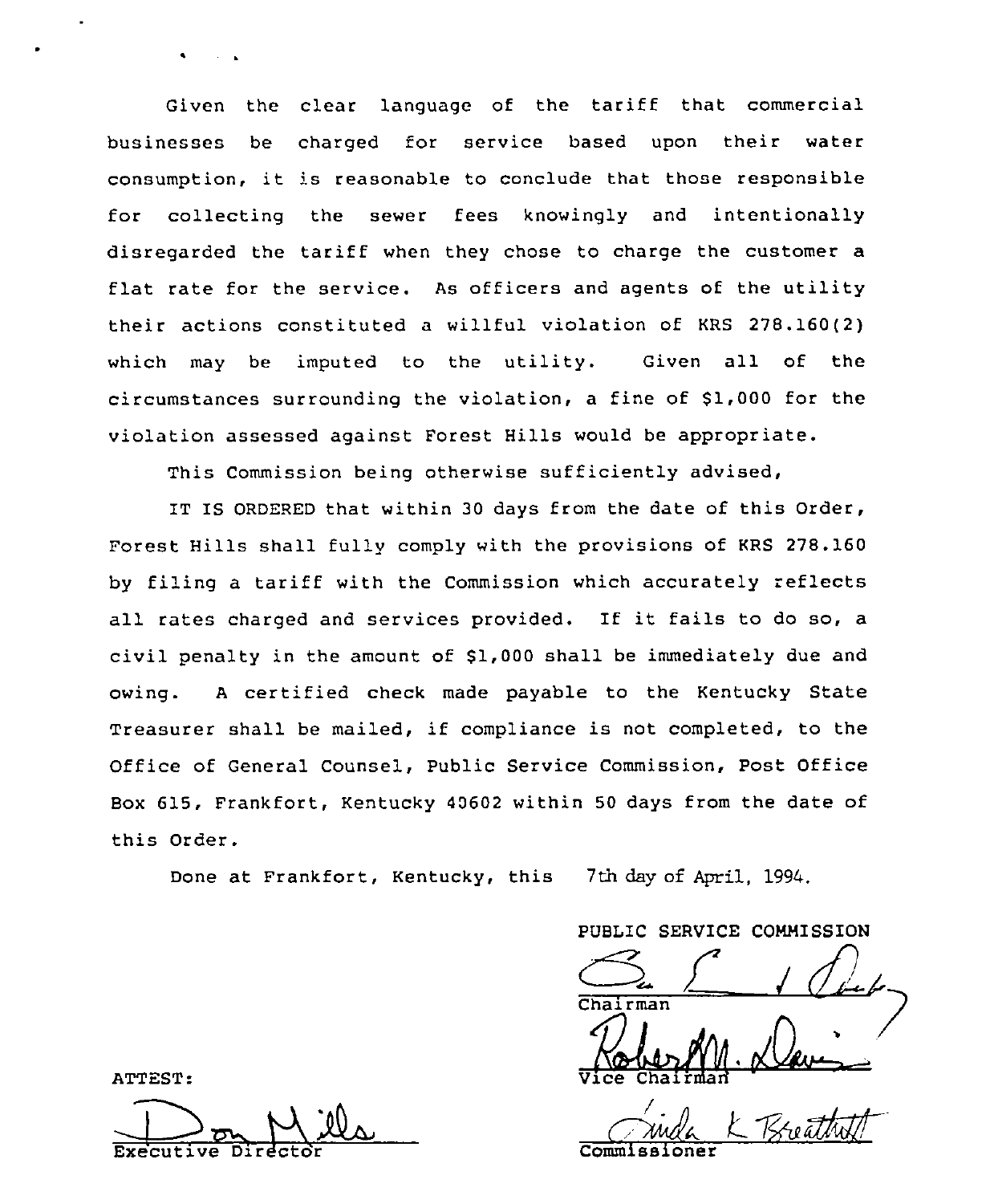Given the clear language of the tariff that commercial businesses be charged for service based upon their water consumption, it is reasonable to conclude that those responsible for collecting the sewer fees knowingly and intentionally disregarded the tariff when they chose to charge the customer a flat rate for the service. As officers and agents of the utility their actions constituted a willful violation of KRS 278.160(2) which may be imputed to the utility. Given all of the circumstances surrounding the violation, a fine of $1,000 for the violation assessed against Forest Hills would be appropriate.

This Commission being otherwise sufficiently advised,

IT IS ORDERED that within 30 days from the date of this Order, Forest Hills shall fully comply with the provisions of KRS 278.160 by filing a tariff with the Commission which accurately reflects all rates charged and services provided. If it fails to do so, a civil penalty in the amount of $1,000 shall be immediately due and owing. A certified check made payable to the Kentucky State Treasurer shall be mailed, if compliance is not completed, to the Office of General Counsel, Public Service Commission, Post Office Box 615, Frankfort, Kentucky 40602 within 50 days from the date of this Order.

Done at Frankfort, Kentucky, this 7th day of April, 1994.

PUBLIC SERVICE COMMISSION

Chairman

Vice Chairman

Commissioner

ATTEST:

Executive Director